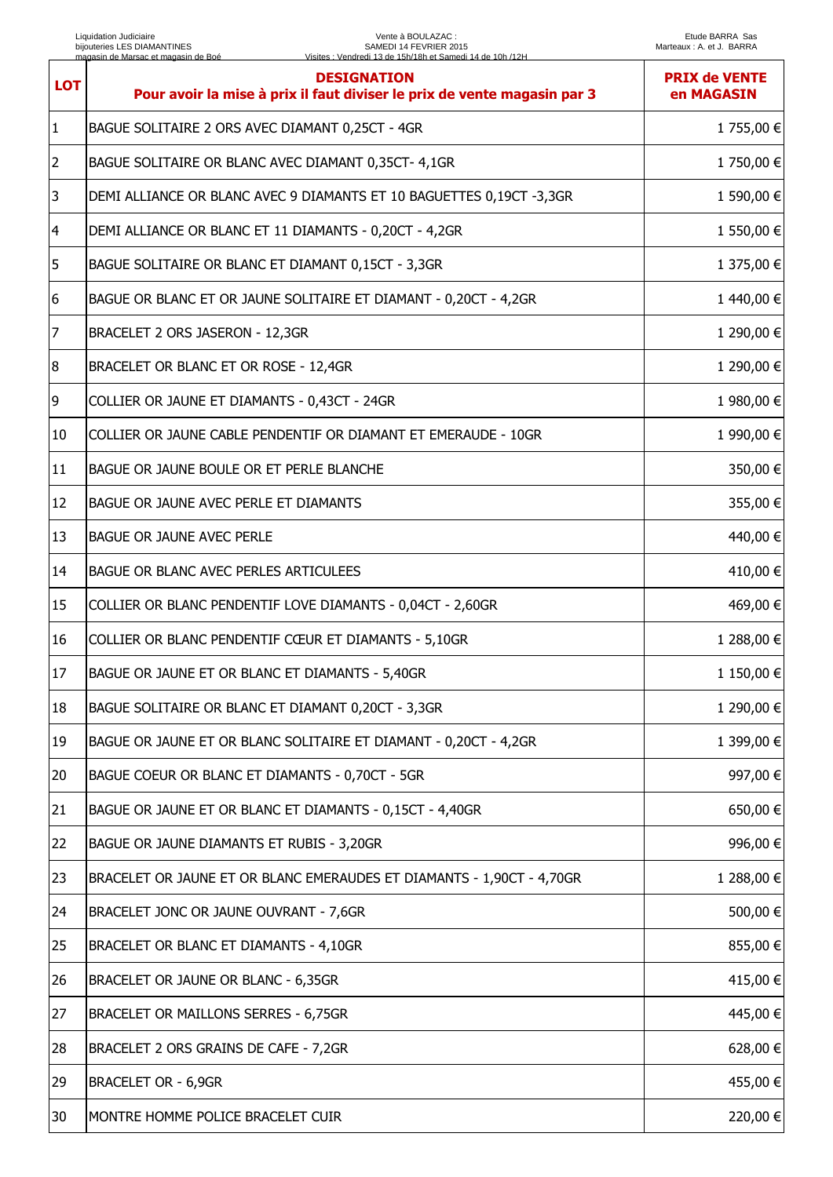Liquidation Judiciaire
bijouteries LES DIAMANTINES
magasin de Marsac et magasin de Boé

Vente à BOULAZAC :
SAMEDI 14 FEVRIER 2015
Visites : Vendredi 13 de 15h/18h et Samedi 14 de 10h /12H

Etude BARRA Sas
Marteaux : A. et J. BARRA

| LOT | DESIGNATION<br>Pour avoir la mise à prix il faut diviser le prix de vente magasin par 3 | PRIX de VENTE en MAGASIN |
|---|---|---|
| 1 | BAGUE SOLITAIRE 2 ORS AVEC DIAMANT 0,25CT - 4GR | 1 755,00 € |
| 2 | BAGUE SOLITAIRE OR BLANC AVEC DIAMANT 0,35CT- 4,1GR | 1 750,00 € |
| 3 | DEMI ALLIANCE OR BLANC AVEC 9 DIAMANTS ET 10 BAGUETTES 0,19CT -3,3GR | 1 590,00 € |
| 4 | DEMI ALLIANCE OR BLANC ET 11 DIAMANTS - 0,20CT - 4,2GR | 1 550,00 € |
| 5 | BAGUE SOLITAIRE OR BLANC ET DIAMANT 0,15CT - 3,3GR | 1 375,00 € |
| 6 | BAGUE OR BLANC ET OR JAUNE SOLITAIRE ET DIAMANT - 0,20CT - 4,2GR | 1 440,00 € |
| 7 | BRACELET 2 ORS JASERON - 12,3GR | 1 290,00 € |
| 8 | BRACELET OR BLANC ET OR ROSE - 12,4GR | 1 290,00 € |
| 9 | COLLIER OR JAUNE ET DIAMANTS - 0,43CT - 24GR | 1 980,00 € |
| 10 | COLLIER OR JAUNE CABLE PENDENTIF OR DIAMANT ET EMERAUDE - 10GR | 1 990,00 € |
| 11 | BAGUE OR JAUNE BOULE OR ET PERLE BLANCHE | 350,00 € |
| 12 | BAGUE OR JAUNE AVEC PERLE ET DIAMANTS | 355,00 € |
| 13 | BAGUE OR JAUNE AVEC PERLE | 440,00 € |
| 14 | BAGUE OR BLANC AVEC PERLES ARTICULEES | 410,00 € |
| 15 | COLLIER OR BLANC PENDENTIF LOVE DIAMANTS - 0,04CT - 2,60GR | 469,00 € |
| 16 | COLLIER OR BLANC PENDENTIF CŒUR ET DIAMANTS - 5,10GR | 1 288,00 € |
| 17 | BAGUE OR JAUNE ET OR BLANC ET DIAMANTS - 5,40GR | 1 150,00 € |
| 18 | BAGUE SOLITAIRE OR BLANC ET DIAMANT 0,20CT - 3,3GR | 1 290,00 € |
| 19 | BAGUE OR JAUNE ET OR BLANC SOLITAIRE ET DIAMANT - 0,20CT - 4,2GR | 1 399,00 € |
| 20 | BAGUE COEUR OR BLANC ET DIAMANTS - 0,70CT - 5GR | 997,00 € |
| 21 | BAGUE OR JAUNE ET OR BLANC ET DIAMANTS - 0,15CT - 4,40GR | 650,00 € |
| 22 | BAGUE OR JAUNE DIAMANTS ET RUBIS - 3,20GR | 996,00 € |
| 23 | BRACELET OR JAUNE ET OR BLANC EMERAUDES ET DIAMANTS - 1,90CT - 4,70GR | 1 288,00 € |
| 24 | BRACELET JONC OR JAUNE OUVRANT - 7,6GR | 500,00 € |
| 25 | BRACELET OR BLANC ET DIAMANTS - 4,10GR | 855,00 € |
| 26 | BRACELET OR JAUNE OR BLANC - 6,35GR | 415,00 € |
| 27 | BRACELET OR MAILLONS SERRES - 6,75GR | 445,00 € |
| 28 | BRACELET 2 ORS GRAINS DE CAFE - 7,2GR | 628,00 € |
| 29 | BRACELET OR - 6,9GR | 455,00 € |
| 30 | MONTRE HOMME POLICE BRACELET CUIR | 220,00 € |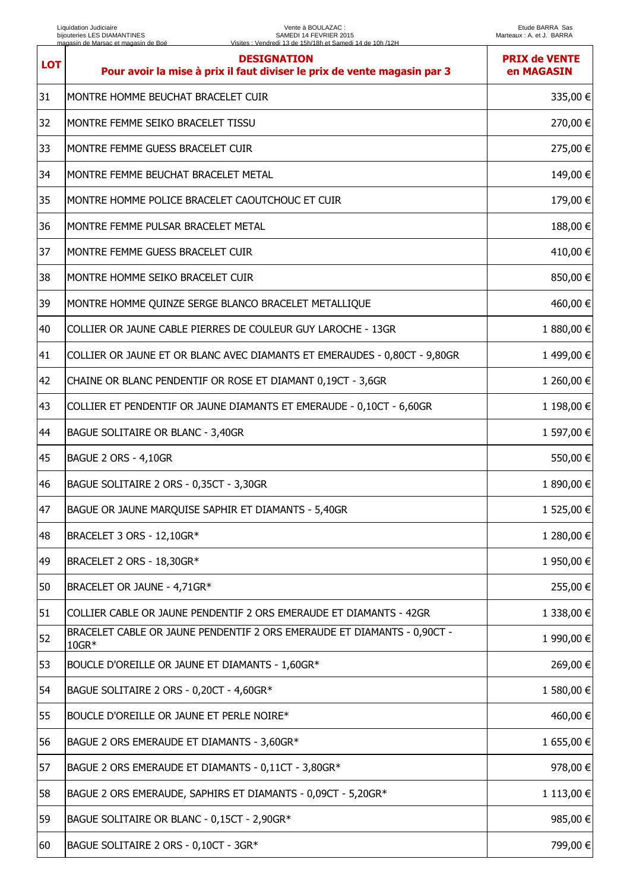| LOT | DESIGNATION<br>Pour avoir la mise à prix il faut diviser le prix de vente magasin par 3 | PRIX de VENTE en MAGASIN |
|---|---|---|
| 31 | MONTRE HOMME BEUCHAT BRACELET CUIR | 335,00 € |
| 32 | MONTRE FEMME SEIKO BRACELET TISSU | 270,00 € |
| 33 | MONTRE FEMME GUESS BRACELET CUIR | 275,00 € |
| 34 | MONTRE FEMME BEUCHAT BRACELET METAL | 149,00 € |
| 35 | MONTRE HOMME POLICE BRACELET CAOUTCHOUC ET CUIR | 179,00 € |
| 36 | MONTRE FEMME PULSAR BRACELET METAL | 188,00 € |
| 37 | MONTRE FEMME GUESS BRACELET CUIR | 410,00 € |
| 38 | MONTRE HOMME SEIKO BRACELET CUIR | 850,00 € |
| 39 | MONTRE HOMME QUINZE SERGE BLANCO BRACELET METALLIQUE | 460,00 € |
| 40 | COLLIER OR JAUNE CABLE PIERRES DE COULEUR GUY LAROCHE - 13GR | 1 880,00 € |
| 41 | COLLIER OR JAUNE ET OR BLANC AVEC DIAMANTS ET EMERAUDES - 0,80CT - 9,80GR | 1 499,00 € |
| 42 | CHAINE OR BLANC PENDENTIF OR ROSE ET DIAMANT 0,19CT - 3,6GR | 1 260,00 € |
| 43 | COLLIER ET PENDENTIF OR JAUNE DIAMANTS ET EMERAUDE - 0,10CT - 6,60GR | 1 198,00 € |
| 44 | BAGUE SOLITAIRE OR BLANC - 3,40GR | 1 597,00 € |
| 45 | BAGUE 2 ORS - 4,10GR | 550,00 € |
| 46 | BAGUE SOLITAIRE 2 ORS - 0,35CT - 3,30GR | 1 890,00 € |
| 47 | BAGUE OR JAUNE MARQUISE SAPHIR ET DIAMANTS - 5,40GR | 1 525,00 € |
| 48 | BRACELET 3 ORS - 12,10GR* | 1 280,00 € |
| 49 | BRACELET 2 ORS - 18,30GR* | 1 950,00 € |
| 50 | BRACELET OR JAUNE - 4,71GR* | 255,00 € |
| 51 | COLLIER CABLE OR JAUNE PENDENTIF 2 ORS EMERAUDE ET DIAMANTS - 42GR | 1 338,00 € |
| 52 | BRACELET CABLE OR JAUNE PENDENTIF 2 ORS EMERAUDE ET DIAMANTS - 0,90CT - 10GR* | 1 990,00 € |
| 53 | BOUCLE D'OREILLE OR JAUNE ET DIAMANTS - 1,60GR* | 269,00 € |
| 54 | BAGUE SOLITAIRE 2 ORS - 0,20CT - 4,60GR* | 1 580,00 € |
| 55 | BOUCLE D'OREILLE OR JAUNE ET PERLE NOIRE* | 460,00 € |
| 56 | BAGUE 2 ORS EMERAUDE ET DIAMANTS - 3,60GR* | 1 655,00 € |
| 57 | BAGUE 2 ORS EMERAUDE ET DIAMANTS - 0,11CT - 3,80GR* | 978,00 € |
| 58 | BAGUE 2 ORS EMERAUDE, SAPHIRS ET DIAMANTS - 0,09CT - 5,20GR* | 1 113,00 € |
| 59 | BAGUE SOLITAIRE OR BLANC - 0,15CT - 2,90GR* | 985,00 € |
| 60 | BAGUE SOLITAIRE 2 ORS - 0,10CT - 3GR* | 799,00 € |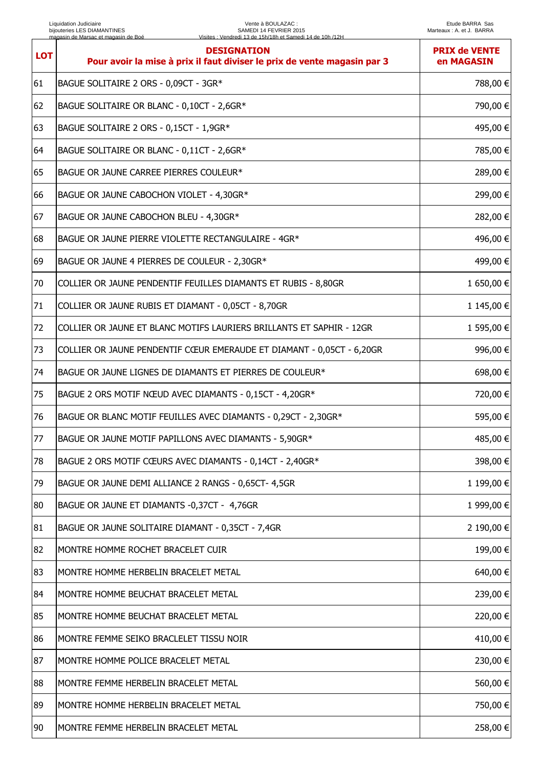| LOT | DESIGNATION Pour avoir la mise à prix il faut diviser le prix de vente magasin par 3 | PRIX de VENTE en MAGASIN |
|---|---|---|
| 61 | BAGUE SOLITAIRE 2 ORS - 0,09CT - 3GR* | 788,00 € |
| 62 | BAGUE SOLITAIRE OR BLANC - 0,10CT - 2,6GR* | 790,00 € |
| 63 | BAGUE SOLITAIRE 2 ORS - 0,15CT - 1,9GR* | 495,00 € |
| 64 | BAGUE SOLITAIRE OR BLANC - 0,11CT - 2,6GR* | 785,00 € |
| 65 | BAGUE OR JAUNE CARREE PIERRES COULEUR* | 289,00 € |
| 66 | BAGUE OR JAUNE CABOCHON VIOLET - 4,30GR* | 299,00 € |
| 67 | BAGUE OR JAUNE CABOCHON BLEU - 4,30GR* | 282,00 € |
| 68 | BAGUE OR JAUNE PIERRE VIOLETTE RECTANGULAIRE - 4GR* | 496,00 € |
| 69 | BAGUE OR JAUNE 4 PIERRES DE COULEUR - 2,30GR* | 499,00 € |
| 70 | COLLIER OR JAUNE PENDENTIF FEUILLES DIAMANTS ET RUBIS - 8,80GR | 1 650,00 € |
| 71 | COLLIER OR JAUNE RUBIS ET DIAMANT - 0,05CT - 8,70GR | 1 145,00 € |
| 72 | COLLIER OR JAUNE ET BLANC MOTIFS LAURIERS BRILLANTS ET SAPHIR - 12GR | 1 595,00 € |
| 73 | COLLIER OR JAUNE PENDENTIF CŒUR EMERAUDE ET DIAMANT - 0,05CT - 6,20GR | 996,00 € |
| 74 | BAGUE OR JAUNE LIGNES DE DIAMANTS ET PIERRES DE COULEUR* | 698,00 € |
| 75 | BAGUE 2 ORS MOTIF NŒUD AVEC DIAMANTS - 0,15CT - 4,20GR* | 720,00 € |
| 76 | BAGUE OR BLANC MOTIF FEUILLES AVEC DIAMANTS - 0,29CT - 2,30GR* | 595,00 € |
| 77 | BAGUE OR JAUNE MOTIF PAPILLONS AVEC DIAMANTS - 5,90GR* | 485,00 € |
| 78 | BAGUE 2 ORS MOTIF CŒURS AVEC DIAMANTS - 0,14CT - 2,40GR* | 398,00 € |
| 79 | BAGUE OR JAUNE DEMI ALLIANCE 2 RANGS - 0,65CT- 4,5GR | 1 199,00 € |
| 80 | BAGUE OR JAUNE ET DIAMANTS -0,37CT - 4,76GR | 1 999,00 € |
| 81 | BAGUE OR JAUNE SOLITAIRE DIAMANT - 0,35CT - 7,4GR | 2 190,00 € |
| 82 | MONTRE HOMME ROCHET BRACELET CUIR | 199,00 € |
| 83 | MONTRE HOMME HERBELIN BRACELET METAL | 640,00 € |
| 84 | MONTRE HOMME BEUCHAT BRACELET METAL | 239,00 € |
| 85 | MONTRE HOMME BEUCHAT BRACELET METAL | 220,00 € |
| 86 | MONTRE FEMME SEIKO BRACLELET TISSU NOIR | 410,00 € |
| 87 | MONTRE HOMME POLICE BRACELET METAL | 230,00 € |
| 88 | MONTRE FEMME HERBELIN BRACELET METAL | 560,00 € |
| 89 | MONTRE HOMME HERBELIN BRACELET METAL | 750,00 € |
| 90 | MONTRE FEMME HERBELIN BRACELET METAL | 258,00 € |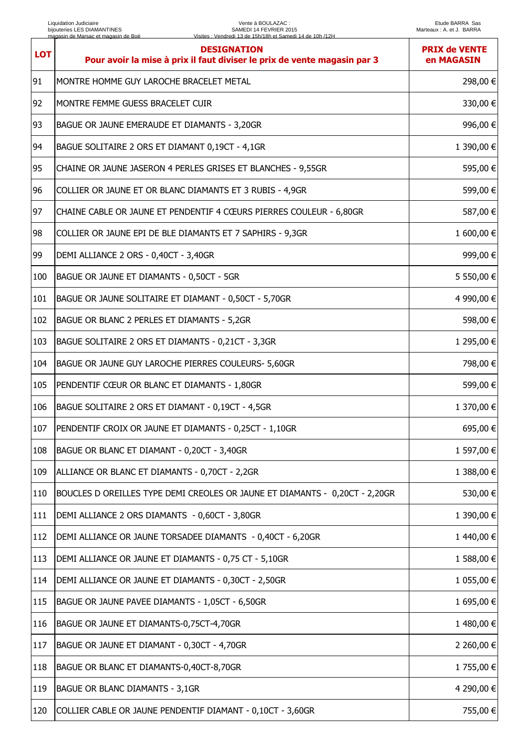| LOT | DESIGNATION<br>Pour avoir la mise à prix il faut diviser le prix de vente magasin par 3 | PRIX de VENTE en MAGASIN |
|---|---|---|
| 91 | MONTRE HOMME GUY LAROCHE BRACELET METAL | 298,00 € |
| 92 | MONTRE FEMME GUESS BRACELET CUIR | 330,00 € |
| 93 | BAGUE OR JAUNE EMERAUDE ET DIAMANTS - 3,20GR | 996,00 € |
| 94 | BAGUE SOLITAIRE 2 ORS ET DIAMANT 0,19CT - 4,1GR | 1 390,00 € |
| 95 | CHAINE OR JAUNE JASERON 4 PERLES GRISES ET BLANCHES - 9,55GR | 595,00 € |
| 96 | COLLIER OR JAUNE ET OR BLANC DIAMANTS ET 3 RUBIS - 4,9GR | 599,00 € |
| 97 | CHAINE CABLE OR JAUNE ET PENDENTIF 4 CŒURS PIERRES COULEUR - 6,80GR | 587,00 € |
| 98 | COLLIER OR JAUNE EPI DE BLE DIAMANTS ET 7 SAPHIRS - 9,3GR | 1 600,00 € |
| 99 | DEMI ALLIANCE 2 ORS - 0,40CT - 3,40GR | 999,00 € |
| 100 | BAGUE OR JAUNE ET DIAMANTS - 0,50CT - 5GR | 5 550,00 € |
| 101 | BAGUE OR JAUNE SOLITAIRE ET DIAMANT - 0,50CT - 5,70GR | 4 990,00 € |
| 102 | BAGUE OR BLANC 2 PERLES ET DIAMANTS - 5,2GR | 598,00 € |
| 103 | BAGUE SOLITAIRE 2 ORS ET DIAMANTS - 0,21CT - 3,3GR | 1 295,00 € |
| 104 | BAGUE OR JAUNE GUY LAROCHE PIERRES COULEURS- 5,60GR | 798,00 € |
| 105 | PENDENTIF CŒUR OR BLANC ET DIAMANTS - 1,80GR | 599,00 € |
| 106 | BAGUE SOLITAIRE 2 ORS ET DIAMANT - 0,19CT - 4,5GR | 1 370,00 € |
| 107 | PENDENTIF CROIX OR JAUNE ET DIAMANTS - 0,25CT - 1,10GR | 695,00 € |
| 108 | BAGUE OR BLANC ET DIAMANT - 0,20CT - 3,40GR | 1 597,00 € |
| 109 | ALLIANCE OR BLANC ET DIAMANTS - 0,70CT - 2,2GR | 1 388,00 € |
| 110 | BOUCLES D OREILLES TYPE DEMI CREOLES OR JAUNE ET DIAMANTS - 0,20CT - 2,20GR | 530,00 € |
| 111 | DEMI ALLIANCE 2 ORS DIAMANTS - 0,60CT - 3,80GR | 1 390,00 € |
| 112 | DEMI ALLIANCE OR JAUNE TORSADEE DIAMANTS - 0,40CT - 6,20GR | 1 440,00 € |
| 113 | DEMI ALLIANCE OR JAUNE ET DIAMANTS - 0,75 CT - 5,10GR | 1 588,00 € |
| 114 | DEMI ALLIANCE OR JAUNE ET DIAMANTS - 0,30CT - 2,50GR | 1 055,00 € |
| 115 | BAGUE OR JAUNE PAVEE DIAMANTS - 1,05CT - 6,50GR | 1 695,00 € |
| 116 | BAGUE OR JAUNE ET DIAMANTS-0,75CT-4,70GR | 1 480,00 € |
| 117 | BAGUE OR JAUNE ET DIAMANT - 0,30CT - 4,70GR | 2 260,00 € |
| 118 | BAGUE OR BLANC ET DIAMANTS-0,40CT-8,70GR | 1 755,00 € |
| 119 | BAGUE OR BLANC DIAMANTS - 3,1GR | 4 290,00 € |
| 120 | COLLIER CABLE OR JAUNE PENDENTIF DIAMANT - 0,10CT - 3,60GR | 755,00 € |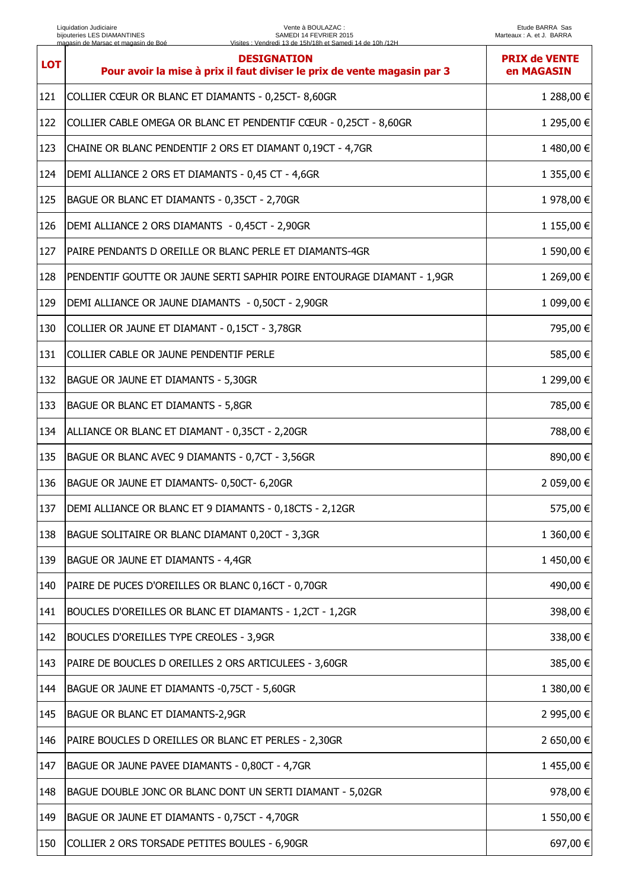| LOT | DESIGNATION<br>Pour avoir la mise à prix il faut diviser le prix de vente magasin par 3 | PRIX de VENTE en MAGASIN |
|---|---|---|
| 121 | COLLIER CŒUR OR BLANC ET DIAMANTS - 0,25CT- 8,60GR | 1 288,00 € |
| 122 | COLLIER CABLE OMEGA OR BLANC ET PENDENTIF CŒUR - 0,25CT - 8,60GR | 1 295,00 € |
| 123 | CHAINE OR BLANC PENDENTIF 2 ORS ET DIAMANT 0,19CT - 4,7GR | 1 480,00 € |
| 124 | DEMI ALLIANCE 2 ORS ET DIAMANTS - 0,45 CT - 4,6GR | 1 355,00 € |
| 125 | BAGUE OR BLANC ET DIAMANTS - 0,35CT - 2,70GR | 1 978,00 € |
| 126 | DEMI ALLIANCE 2 ORS DIAMANTS - 0,45CT - 2,90GR | 1 155,00 € |
| 127 | PAIRE PENDANTS D OREILLE OR BLANC PERLE ET DIAMANTS-4GR | 1 590,00 € |
| 128 | PENDENTIF GOUTTE OR JAUNE SERTI SAPHIR POIRE ENTOURAGE DIAMANT - 1,9GR | 1 269,00 € |
| 129 | DEMI ALLIANCE OR JAUNE DIAMANTS - 0,50CT - 2,90GR | 1 099,00 € |
| 130 | COLLIER OR JAUNE ET DIAMANT - 0,15CT - 3,78GR | 795,00 € |
| 131 | COLLIER CABLE OR JAUNE PENDENTIF PERLE | 585,00 € |
| 132 | BAGUE OR JAUNE ET DIAMANTS - 5,30GR | 1 299,00 € |
| 133 | BAGUE OR BLANC ET DIAMANTS - 5,8GR | 785,00 € |
| 134 | ALLIANCE OR BLANC ET DIAMANT - 0,35CT - 2,20GR | 788,00 € |
| 135 | BAGUE OR BLANC AVEC 9 DIAMANTS - 0,7CT - 3,56GR | 890,00 € |
| 136 | BAGUE OR JAUNE ET DIAMANTS- 0,50CT- 6,20GR | 2 059,00 € |
| 137 | DEMI ALLIANCE OR BLANC ET 9 DIAMANTS - 0,18CTS - 2,12GR | 575,00 € |
| 138 | BAGUE SOLITAIRE OR BLANC DIAMANT 0,20CT - 3,3GR | 1 360,00 € |
| 139 | BAGUE OR JAUNE ET DIAMANTS - 4,4GR | 1 450,00 € |
| 140 | PAIRE DE PUCES D'OREILLES OR BLANC 0,16CT - 0,70GR | 490,00 € |
| 141 | BOUCLES D'OREILLES OR BLANC ET DIAMANTS - 1,2CT - 1,2GR | 398,00 € |
| 142 | BOUCLES D'OREILLES TYPE CREOLES - 3,9GR | 338,00 € |
| 143 | PAIRE DE BOUCLES D OREILLES 2 ORS ARTICULEES - 3,60GR | 385,00 € |
| 144 | BAGUE OR JAUNE ET DIAMANTS -0,75CT - 5,60GR | 1 380,00 € |
| 145 | BAGUE OR BLANC ET DIAMANTS-2,9GR | 2 995,00 € |
| 146 | PAIRE BOUCLES D OREILLES OR BLANC ET PERLES - 2,30GR | 2 650,00 € |
| 147 | BAGUE OR JAUNE PAVEE DIAMANTS - 0,80CT - 4,7GR | 1 455,00 € |
| 148 | BAGUE DOUBLE JONC OR BLANC DONT UN SERTI DIAMANT - 5,02GR | 978,00 € |
| 149 | BAGUE OR JAUNE ET DIAMANTS - 0,75CT - 4,70GR | 1 550,00 € |
| 150 | COLLIER 2 ORS TORSADE PETITES BOULES - 6,90GR | 697,00 € |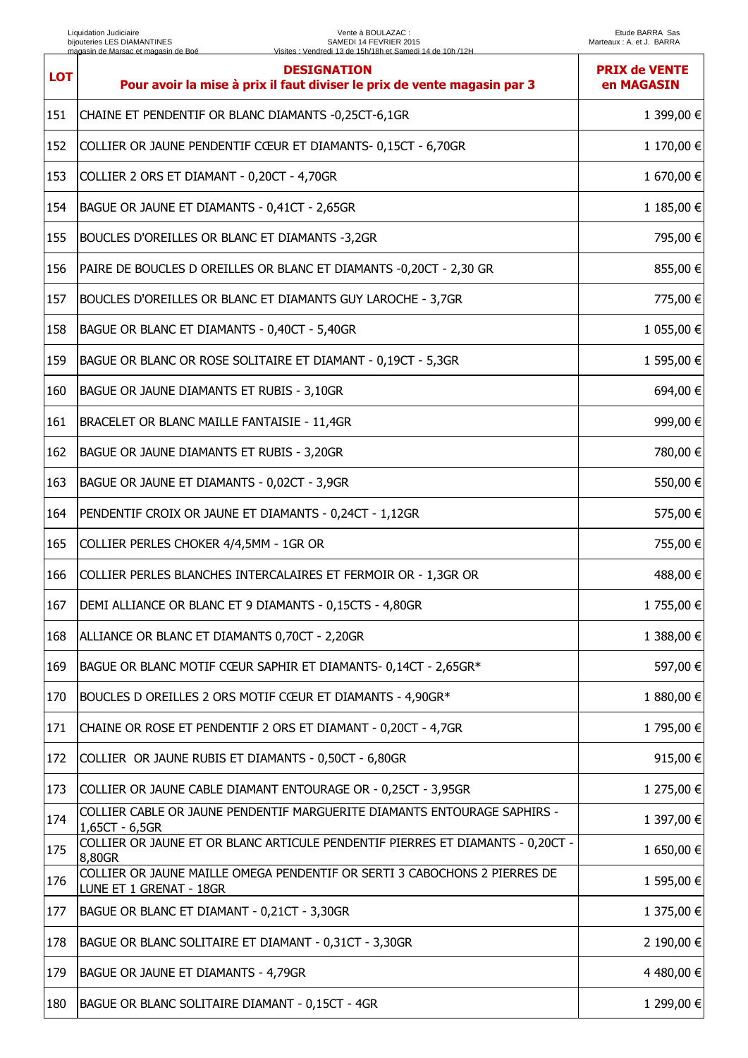| LOT | DESIGNATION<br>Pour avoir la mise à prix il faut diviser le prix de vente magasin par 3 | PRIX de VENTE en MAGASIN |
|---|---|---|
| 151 | CHAINE ET PENDENTIF OR BLANC DIAMANTS -0,25CT-6,1GR | 1 399,00 € |
| 152 | COLLIER OR JAUNE PENDENTIF CŒUR ET DIAMANTS- 0,15CT - 6,70GR | 1 170,00 € |
| 153 | COLLIER 2 ORS ET DIAMANT - 0,20CT - 4,70GR | 1 670,00 € |
| 154 | BAGUE OR JAUNE ET DIAMANTS - 0,41CT - 2,65GR | 1 185,00 € |
| 155 | BOUCLES D'OREILLES OR BLANC ET DIAMANTS -3,2GR | 795,00 € |
| 156 | PAIRE DE BOUCLES D OREILLES OR BLANC ET DIAMANTS -0,20CT - 2,30 GR | 855,00 € |
| 157 | BOUCLES D'OREILLES OR BLANC ET DIAMANTS GUY LAROCHE - 3,7GR | 775,00 € |
| 158 | BAGUE OR BLANC ET DIAMANTS - 0,40CT - 5,40GR | 1 055,00 € |
| 159 | BAGUE OR BLANC OR ROSE SOLITAIRE ET DIAMANT - 0,19CT - 5,3GR | 1 595,00 € |
| 160 | BAGUE OR JAUNE DIAMANTS ET RUBIS - 3,10GR | 694,00 € |
| 161 | BRACELET OR BLANC MAILLE FANTAISIE - 11,4GR | 999,00 € |
| 162 | BAGUE OR JAUNE DIAMANTS ET RUBIS - 3,20GR | 780,00 € |
| 163 | BAGUE OR JAUNE ET DIAMANTS - 0,02CT - 3,9GR | 550,00 € |
| 164 | PENDENTIF CROIX OR JAUNE ET DIAMANTS - 0,24CT - 1,12GR | 575,00 € |
| 165 | COLLIER PERLES CHOKER 4/4,5MM - 1GR OR | 755,00 € |
| 166 | COLLIER PERLES BLANCHES INTERCALAIRES ET FERMOIR OR - 1,3GR OR | 488,00 € |
| 167 | DEMI ALLIANCE OR BLANC ET 9 DIAMANTS - 0,15CTS - 4,80GR | 1 755,00 € |
| 168 | ALLIANCE OR BLANC ET DIAMANTS 0,70CT - 2,20GR | 1 388,00 € |
| 169 | BAGUE OR BLANC MOTIF CŒUR SAPHIR ET DIAMANTS- 0,14CT - 2,65GR* | 597,00 € |
| 170 | BOUCLES D OREILLES 2 ORS MOTIF CŒUR ET DIAMANTS - 4,90GR* | 1 880,00 € |
| 171 | CHAINE OR ROSE ET PENDENTIF 2 ORS ET DIAMANT - 0,20CT - 4,7GR | 1 795,00 € |
| 172 | COLLIER OR JAUNE RUBIS ET DIAMANTS - 0,50CT - 6,80GR | 915,00 € |
| 173 | COLLIER OR JAUNE CABLE DIAMANT ENTOURAGE OR - 0,25CT - 3,95GR | 1 275,00 € |
| 174 | COLLIER CABLE OR JAUNE PENDENTIF MARGUERITE DIAMANTS ENTOURAGE SAPHIRS - 1,65CT - 6,5GR | 1 397,00 € |
| 175 | COLLIER OR JAUNE ET OR BLANC ARTICULE PENDENTIF PIERRES ET DIAMANTS - 0,20CT - 8,80GR | 1 650,00 € |
| 176 | COLLIER OR JAUNE MAILLE OMEGA PENDENTIF OR SERTI 3 CABOCHONS 2 PIERRES DE LUNE ET 1 GRENAT - 18GR | 1 595,00 € |
| 177 | BAGUE OR BLANC ET DIAMANT - 0,21CT - 3,30GR | 1 375,00 € |
| 178 | BAGUE OR BLANC SOLITAIRE ET DIAMANT - 0,31CT - 3,30GR | 2 190,00 € |
| 179 | BAGUE OR JAUNE ET DIAMANTS - 4,79GR | 4 480,00 € |
| 180 | BAGUE OR BLANC SOLITAIRE DIAMANT - 0,15CT - 4GR | 1 299,00 € |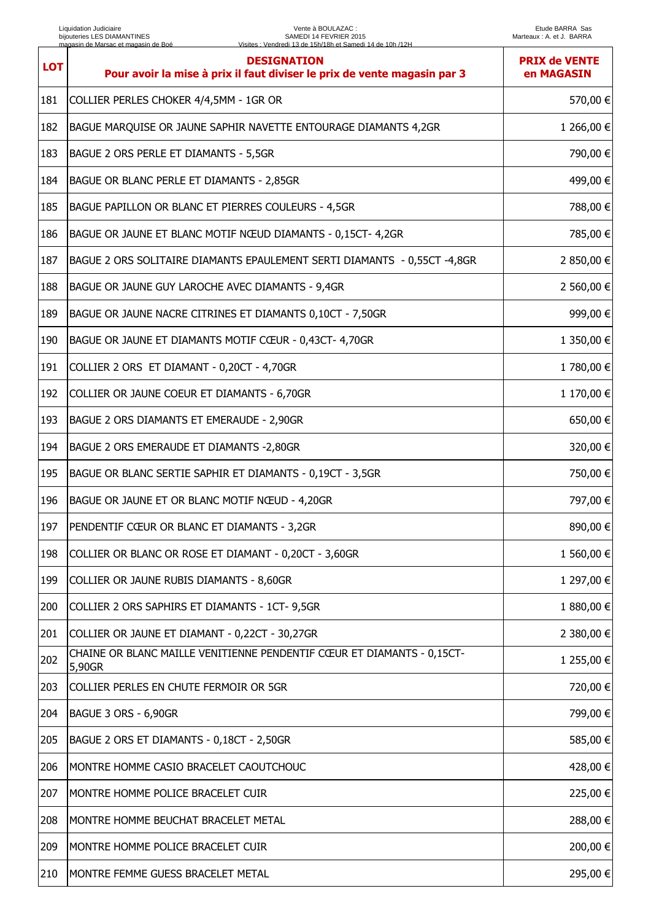| LOT | DESIGNATION<br>Pour avoir la mise à prix il faut diviser le prix de vente magasin par 3 | PRIX de VENTE en MAGASIN |
|---|---|---|
| 181 | COLLIER PERLES CHOKER 4/4,5MM - 1GR OR | 570,00 € |
| 182 | BAGUE MARQUISE OR JAUNE SAPHIR NAVETTE ENTOURAGE DIAMANTS 4,2GR | 1 266,00 € |
| 183 | BAGUE 2 ORS PERLE ET DIAMANTS - 5,5GR | 790,00 € |
| 184 | BAGUE OR BLANC PERLE ET DIAMANTS - 2,85GR | 499,00 € |
| 185 | BAGUE PAPILLON OR BLANC ET PIERRES COULEURS - 4,5GR | 788,00 € |
| 186 | BAGUE OR JAUNE ET BLANC MOTIF NŒUD DIAMANTS - 0,15CT- 4,2GR | 785,00 € |
| 187 | BAGUE 2 ORS SOLITAIRE DIAMANTS EPAULEMENT SERTI DIAMANTS - 0,55CT -4,8GR | 2 850,00 € |
| 188 | BAGUE OR JAUNE GUY LAROCHE AVEC DIAMANTS - 9,4GR | 2 560,00 € |
| 189 | BAGUE OR JAUNE NACRE CITRINES ET DIAMANTS 0,10CT - 7,50GR | 999,00 € |
| 190 | BAGUE OR JAUNE ET DIAMANTS MOTIF CŒUR - 0,43CT- 4,70GR | 1 350,00 € |
| 191 | COLLIER 2 ORS ET DIAMANT - 0,20CT - 4,70GR | 1 780,00 € |
| 192 | COLLIER OR JAUNE COEUR ET DIAMANTS - 6,70GR | 1 170,00 € |
| 193 | BAGUE 2 ORS DIAMANTS ET EMERAUDE - 2,90GR | 650,00 € |
| 194 | BAGUE 2 ORS EMERAUDE ET DIAMANTS -2,80GR | 320,00 € |
| 195 | BAGUE OR BLANC SERTIE SAPHIR ET DIAMANTS - 0,19CT - 3,5GR | 750,00 € |
| 196 | BAGUE OR JAUNE ET OR BLANC MOTIF NŒUD - 4,20GR | 797,00 € |
| 197 | PENDENTIF CŒUR OR BLANC ET DIAMANTS - 3,2GR | 890,00 € |
| 198 | COLLIER OR BLANC OR ROSE ET DIAMANT - 0,20CT - 3,60GR | 1 560,00 € |
| 199 | COLLIER OR JAUNE RUBIS DIAMANTS - 8,60GR | 1 297,00 € |
| 200 | COLLIER 2 ORS SAPHIRS ET DIAMANTS - 1CT- 9,5GR | 1 880,00 € |
| 201 | COLLIER OR JAUNE ET DIAMANT - 0,22CT - 30,27GR | 2 380,00 € |
| 202 | CHAINE OR BLANC MAILLE VENITIENNE PENDENTIF CŒUR ET DIAMANTS - 0,15CT- 5,90GR | 1 255,00 € |
| 203 | COLLIER PERLES EN CHUTE FERMOIR OR 5GR | 720,00 € |
| 204 | BAGUE 3 ORS - 6,90GR | 799,00 € |
| 205 | BAGUE 2 ORS ET DIAMANTS - 0,18CT - 2,50GR | 585,00 € |
| 206 | MONTRE HOMME CASIO BRACELET CAOUTCHOUC | 428,00 € |
| 207 | MONTRE HOMME POLICE BRACELET CUIR | 225,00 € |
| 208 | MONTRE HOMME BEUCHAT BRACELET METAL | 288,00 € |
| 209 | MONTRE HOMME POLICE BRACELET CUIR | 200,00 € |
| 210 | MONTRE FEMME GUESS BRACELET METAL | 295,00 € |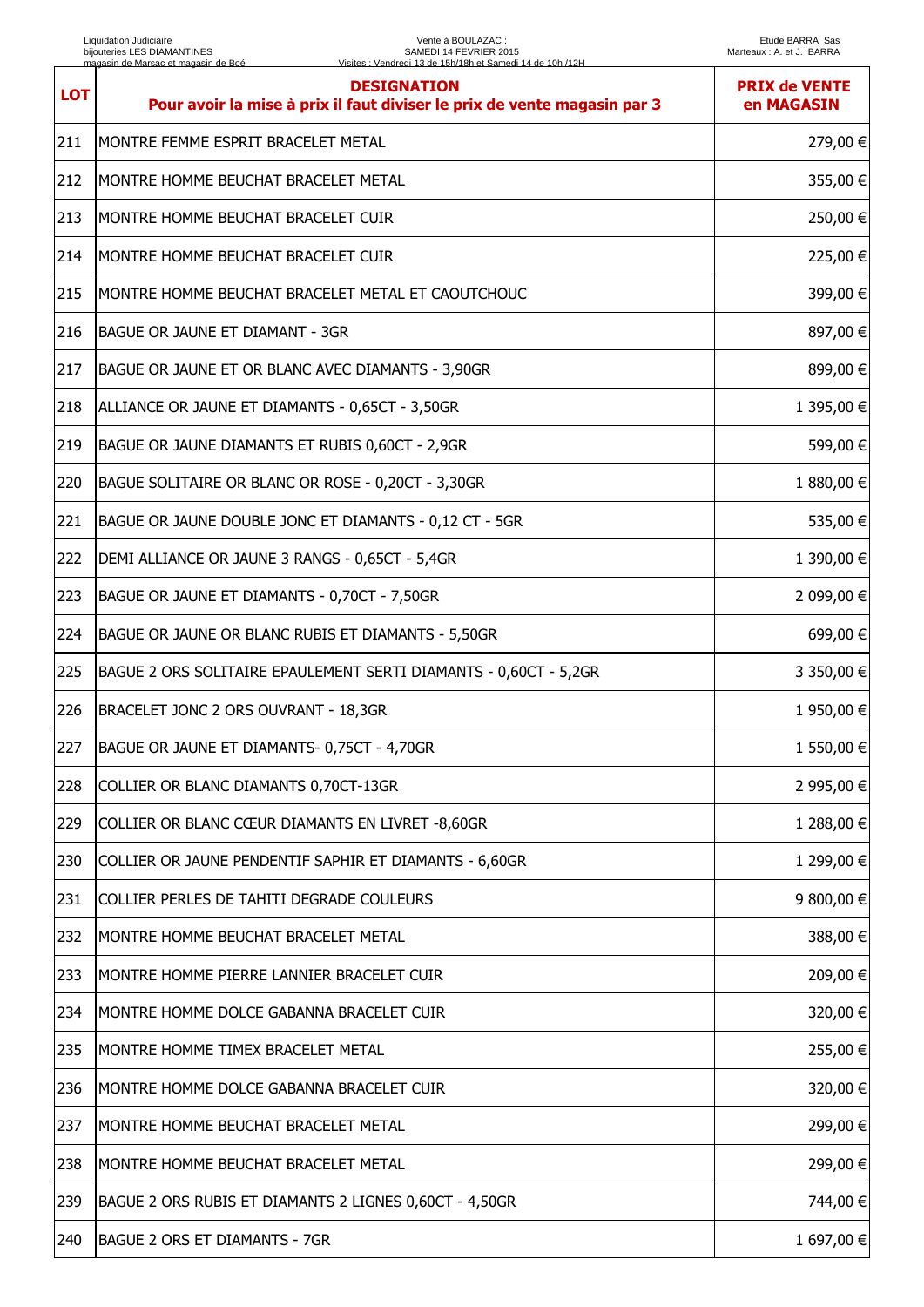| LOT | DESIGNATION<br>Pour avoir la mise à prix il faut diviser le prix de vente magasin par 3 | PRIX de VENTE en MAGASIN |
|---|---|---|
| 211 | MONTRE FEMME ESPRIT BRACELET METAL | 279,00 € |
| 212 | MONTRE HOMME BEUCHAT BRACELET METAL | 355,00 € |
| 213 | MONTRE HOMME BEUCHAT BRACELET CUIR | 250,00 € |
| 214 | MONTRE HOMME BEUCHAT BRACELET CUIR | 225,00 € |
| 215 | MONTRE HOMME BEUCHAT BRACELET METAL ET CAOUTCHOUC | 399,00 € |
| 216 | BAGUE OR JAUNE ET DIAMANT - 3GR | 897,00 € |
| 217 | BAGUE OR JAUNE ET OR BLANC AVEC DIAMANTS - 3,90GR | 899,00 € |
| 218 | ALLIANCE OR JAUNE ET DIAMANTS - 0,65CT - 3,50GR | 1 395,00 € |
| 219 | BAGUE OR JAUNE DIAMANTS ET RUBIS 0,60CT - 2,9GR | 599,00 € |
| 220 | BAGUE SOLITAIRE OR BLANC OR ROSE - 0,20CT - 3,30GR | 1 880,00 € |
| 221 | BAGUE OR JAUNE DOUBLE JONC ET DIAMANTS - 0,12 CT - 5GR | 535,00 € |
| 222 | DEMI ALLIANCE OR JAUNE 3 RANGS - 0,65CT - 5,4GR | 1 390,00 € |
| 223 | BAGUE OR JAUNE ET DIAMANTS - 0,70CT - 7,50GR | 2 099,00 € |
| 224 | BAGUE OR JAUNE OR BLANC RUBIS ET DIAMANTS - 5,50GR | 699,00 € |
| 225 | BAGUE 2 ORS SOLITAIRE EPAULEMENT SERTI DIAMANTS - 0,60CT - 5,2GR | 3 350,00 € |
| 226 | BRACELET JONC 2 ORS OUVRANT - 18,3GR | 1 950,00 € |
| 227 | BAGUE OR JAUNE ET DIAMANTS- 0,75CT - 4,70GR | 1 550,00 € |
| 228 | COLLIER OR BLANC DIAMANTS 0,70CT-13GR | 2 995,00 € |
| 229 | COLLIER OR BLANC CŒUR DIAMANTS EN LIVRET -8,60GR | 1 288,00 € |
| 230 | COLLIER OR JAUNE PENDENTIF SAPHIR ET DIAMANTS - 6,60GR | 1 299,00 € |
| 231 | COLLIER PERLES DE TAHITI DEGRADE COULEURS | 9 800,00 € |
| 232 | MONTRE HOMME BEUCHAT BRACELET METAL | 388,00 € |
| 233 | MONTRE HOMME PIERRE LANNIER BRACELET CUIR | 209,00 € |
| 234 | MONTRE HOMME DOLCE GABANNA BRACELET CUIR | 320,00 € |
| 235 | MONTRE HOMME TIMEX BRACELET METAL | 255,00 € |
| 236 | MONTRE HOMME DOLCE GABANNA BRACELET CUIR | 320,00 € |
| 237 | MONTRE HOMME BEUCHAT BRACELET METAL | 299,00 € |
| 238 | MONTRE HOMME BEUCHAT BRACELET METAL | 299,00 € |
| 239 | BAGUE 2 ORS RUBIS ET DIAMANTS 2 LIGNES 0,60CT - 4,50GR | 744,00 € |
| 240 | BAGUE 2 ORS ET DIAMANTS - 7GR | 1 697,00 € |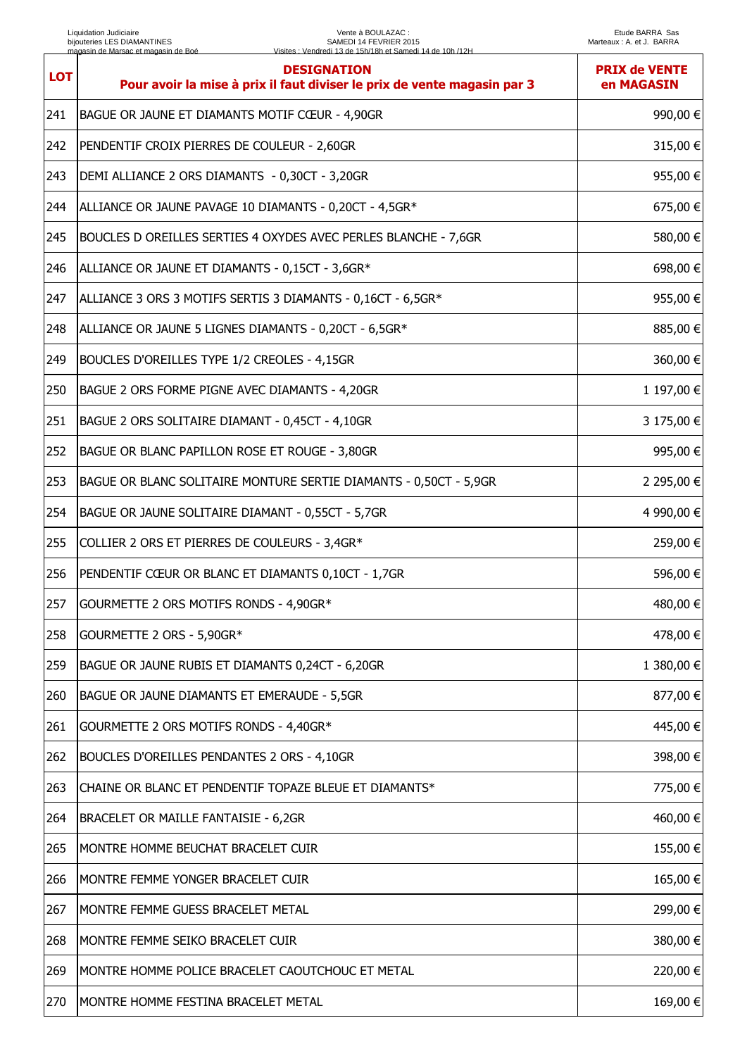| LOT | DESIGNATION<br>Pour avoir la mise à prix il faut diviser le prix de vente magasin par 3 | PRIX de VENTE en MAGASIN |
|---|---|---|
| 241 | BAGUE OR JAUNE ET DIAMANTS MOTIF CŒUR - 4,90GR | 990,00 € |
| 242 | PENDENTIF CROIX PIERRES DE COULEUR - 2,60GR | 315,00 € |
| 243 | DEMI ALLIANCE 2 ORS DIAMANTS - 0,30CT - 3,20GR | 955,00 € |
| 244 | ALLIANCE OR JAUNE PAVAGE 10 DIAMANTS - 0,20CT - 4,5GR* | 675,00 € |
| 245 | BOUCLES D OREILLES SERTIES 4 OXYDES AVEC PERLES BLANCHE - 7,6GR | 580,00 € |
| 246 | ALLIANCE OR JAUNE ET DIAMANTS - 0,15CT - 3,6GR* | 698,00 € |
| 247 | ALLIANCE 3 ORS 3 MOTIFS SERTIS 3 DIAMANTS - 0,16CT - 6,5GR* | 955,00 € |
| 248 | ALLIANCE OR JAUNE 5 LIGNES DIAMANTS - 0,20CT - 6,5GR* | 885,00 € |
| 249 | BOUCLES D'OREILLES TYPE 1/2 CREOLES - 4,15GR | 360,00 € |
| 250 | BAGUE 2 ORS FORME PIGNE AVEC DIAMANTS - 4,20GR | 1 197,00 € |
| 251 | BAGUE 2 ORS SOLITAIRE DIAMANT - 0,45CT - 4,10GR | 3 175,00 € |
| 252 | BAGUE OR BLANC PAPILLON ROSE ET ROUGE - 3,80GR | 995,00 € |
| 253 | BAGUE OR BLANC SOLITAIRE MONTURE SERTIE DIAMANTS - 0,50CT - 5,9GR | 2 295,00 € |
| 254 | BAGUE OR JAUNE SOLITAIRE DIAMANT - 0,55CT - 5,7GR | 4 990,00 € |
| 255 | COLLIER 2 ORS ET PIERRES DE COULEURS - 3,4GR* | 259,00 € |
| 256 | PENDENTIF CŒUR OR BLANC ET DIAMANTS 0,10CT - 1,7GR | 596,00 € |
| 257 | GOURMETTE 2 ORS MOTIFS RONDS - 4,90GR* | 480,00 € |
| 258 | GOURMETTE 2 ORS - 5,90GR* | 478,00 € |
| 259 | BAGUE OR JAUNE RUBIS ET DIAMANTS 0,24CT - 6,20GR | 1 380,00 € |
| 260 | BAGUE OR JAUNE DIAMANTS ET EMERAUDE - 5,5GR | 877,00 € |
| 261 | GOURMETTE 2 ORS MOTIFS RONDS - 4,40GR* | 445,00 € |
| 262 | BOUCLES D'OREILLES PENDANTES 2 ORS - 4,10GR | 398,00 € |
| 263 | CHAINE OR BLANC ET PENDENTIF TOPAZE BLEUE ET DIAMANTS* | 775,00 € |
| 264 | BRACELET OR MAILLE FANTAISIE - 6,2GR | 460,00 € |
| 265 | MONTRE HOMME BEUCHAT BRACELET CUIR | 155,00 € |
| 266 | MONTRE FEMME YONGER BRACELET CUIR | 165,00 € |
| 267 | MONTRE FEMME GUESS BRACELET METAL | 299,00 € |
| 268 | MONTRE FEMME SEIKO BRACELET CUIR | 380,00 € |
| 269 | MONTRE HOMME POLICE BRACELET CAOUTCHOUC ET METAL | 220,00 € |
| 270 | MONTRE HOMME FESTINA BRACELET METAL | 169,00 € |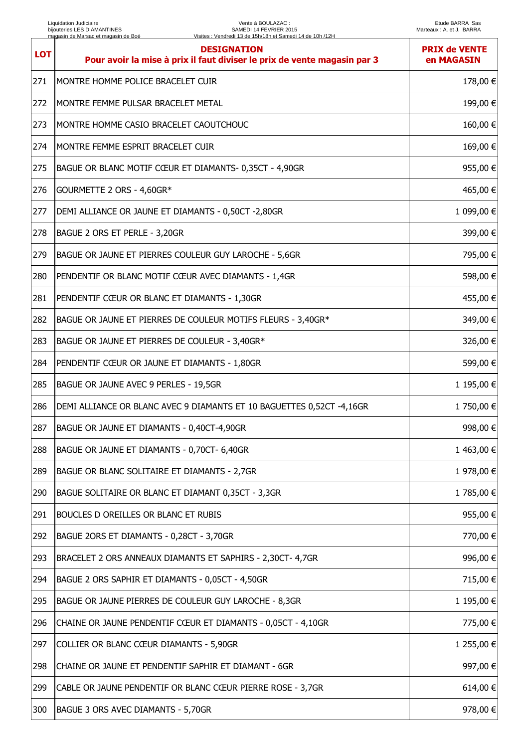| LOT | DESIGNATION<br>Pour avoir la mise à prix il faut diviser le prix de vente magasin par 3 | PRIX de VENTE en MAGASIN |
|---|---|---|
| 271 | MONTRE HOMME POLICE BRACELET CUIR | 178,00 € |
| 272 | MONTRE FEMME PULSAR BRACELET METAL | 199,00 € |
| 273 | MONTRE HOMME CASIO BRACELET CAOUTCHOUC | 160,00 € |
| 274 | MONTRE FEMME ESPRIT BRACELET CUIR | 169,00 € |
| 275 | BAGUE OR BLANC MOTIF CŒUR ET DIAMANTS- 0,35CT - 4,90GR | 955,00 € |
| 276 | GOURMETTE 2 ORS - 4,60GR* | 465,00 € |
| 277 | DEMI ALLIANCE OR JAUNE ET DIAMANTS - 0,50CT -2,80GR | 1 099,00 € |
| 278 | BAGUE 2 ORS ET PERLE - 3,20GR | 399,00 € |
| 279 | BAGUE OR JAUNE ET PIERRES COULEUR GUY LAROCHE - 5,6GR | 795,00 € |
| 280 | PENDENTIF OR BLANC MOTIF CŒUR AVEC DIAMANTS - 1,4GR | 598,00 € |
| 281 | PENDENTIF CŒUR OR BLANC ET DIAMANTS - 1,30GR | 455,00 € |
| 282 | BAGUE OR JAUNE ET PIERRES DE COULEUR MOTIFS FLEURS - 3,40GR* | 349,00 € |
| 283 | BAGUE OR JAUNE ET PIERRES DE COULEUR - 3,40GR* | 326,00 € |
| 284 | PENDENTIF CŒUR OR JAUNE ET DIAMANTS - 1,80GR | 599,00 € |
| 285 | BAGUE OR JAUNE AVEC 9 PERLES - 19,5GR | 1 195,00 € |
| 286 | DEMI ALLIANCE OR BLANC AVEC 9 DIAMANTS ET 10 BAGUETTES 0,52CT -4,16GR | 1 750,00 € |
| 287 | BAGUE OR JAUNE ET DIAMANTS - 0,40CT-4,90GR | 998,00 € |
| 288 | BAGUE OR JAUNE ET DIAMANTS - 0,70CT- 6,40GR | 1 463,00 € |
| 289 | BAGUE OR BLANC SOLITAIRE ET DIAMANTS - 2,7GR | 1 978,00 € |
| 290 | BAGUE SOLITAIRE OR BLANC ET DIAMANT 0,35CT - 3,3GR | 1 785,00 € |
| 291 | BOUCLES D OREILLES OR BLANC ET RUBIS | 955,00 € |
| 292 | BAGUE 2ORS ET DIAMANTS - 0,28CT - 3,70GR | 770,00 € |
| 293 | BRACELET 2 ORS ANNEAUX DIAMANTS ET SAPHIRS - 2,30CT- 4,7GR | 996,00 € |
| 294 | BAGUE 2 ORS SAPHIR ET DIAMANTS - 0,05CT - 4,50GR | 715,00 € |
| 295 | BAGUE OR JAUNE PIERRES DE COULEUR GUY LAROCHE - 8,3GR | 1 195,00 € |
| 296 | CHAINE OR JAUNE PENDENTIF CŒUR ET DIAMANTS - 0,05CT - 4,10GR | 775,00 € |
| 297 | COLLIER OR BLANC CŒUR DIAMANTS - 5,90GR | 1 255,00 € |
| 298 | CHAINE OR JAUNE ET PENDENTIF SAPHIR ET DIAMANT - 6GR | 997,00 € |
| 299 | CABLE OR JAUNE PENDENTIF OR BLANC CŒUR PIERRE ROSE - 3,7GR | 614,00 € |
| 300 | BAGUE 3 ORS AVEC DIAMANTS - 5,70GR | 978,00 € |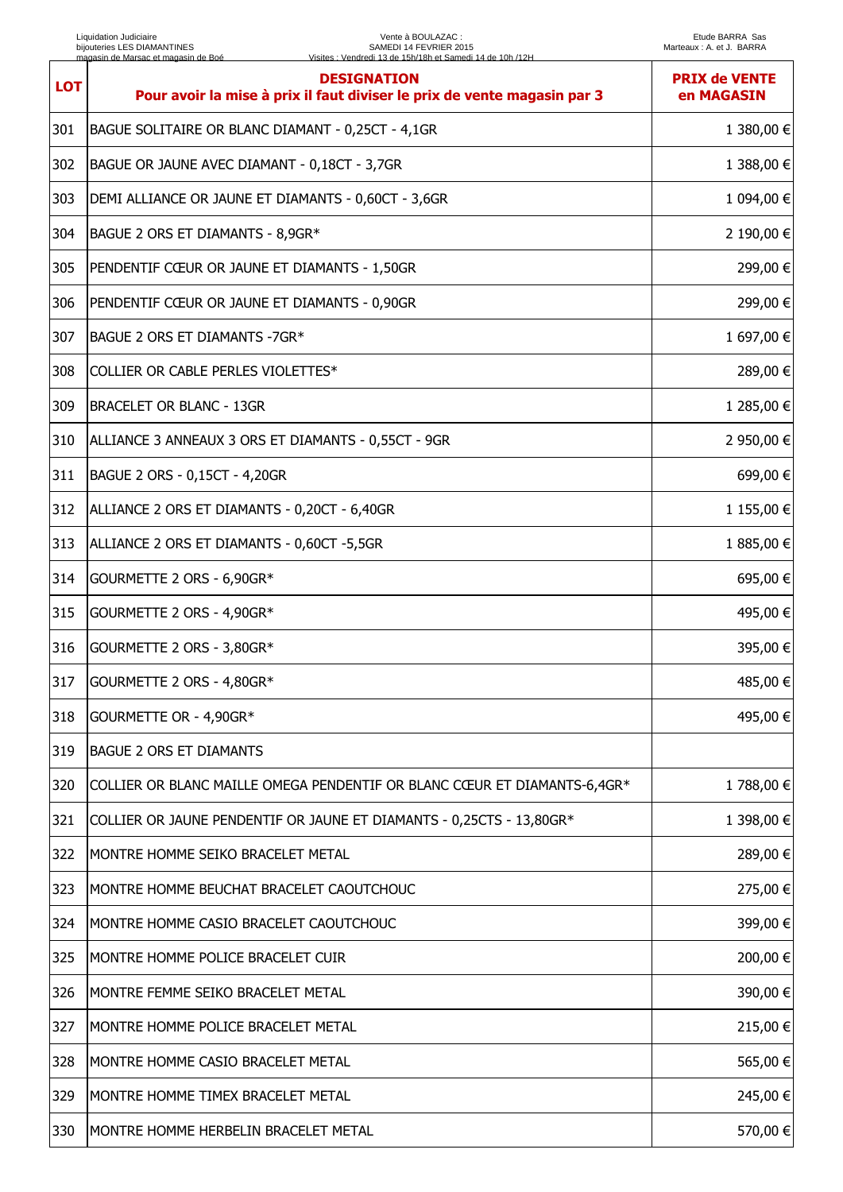| LOT | DESIGNATION<br>Pour avoir la mise à prix il faut diviser le prix de vente magasin par 3 | PRIX de VENTE en MAGASIN |
|---|---|---|
| 301 | BAGUE SOLITAIRE OR BLANC DIAMANT - 0,25CT - 4,1GR | 1 380,00 € |
| 302 | BAGUE OR JAUNE AVEC DIAMANT - 0,18CT - 3,7GR | 1 388,00 € |
| 303 | DEMI ALLIANCE OR JAUNE ET DIAMANTS - 0,60CT - 3,6GR | 1 094,00 € |
| 304 | BAGUE 2 ORS ET DIAMANTS - 8,9GR* | 2 190,00 € |
| 305 | PENDENTIF CŒUR OR JAUNE ET DIAMANTS - 1,50GR | 299,00 € |
| 306 | PENDENTIF CŒUR OR JAUNE ET DIAMANTS - 0,90GR | 299,00 € |
| 307 | BAGUE 2 ORS ET DIAMANTS -7GR* | 1 697,00 € |
| 308 | COLLIER OR CABLE PERLES VIOLETTES* | 289,00 € |
| 309 | BRACELET OR BLANC - 13GR | 1 285,00 € |
| 310 | ALLIANCE 3 ANNEAUX 3 ORS ET DIAMANTS - 0,55CT - 9GR | 2 950,00 € |
| 311 | BAGUE 2 ORS - 0,15CT - 4,20GR | 699,00 € |
| 312 | ALLIANCE 2 ORS ET DIAMANTS - 0,20CT - 6,40GR | 1 155,00 € |
| 313 | ALLIANCE 2 ORS ET DIAMANTS - 0,60CT -5,5GR | 1 885,00 € |
| 314 | GOURMETTE 2 ORS - 6,90GR* | 695,00 € |
| 315 | GOURMETTE 2 ORS - 4,90GR* | 495,00 € |
| 316 | GOURMETTE 2 ORS - 3,80GR* | 395,00 € |
| 317 | GOURMETTE 2 ORS - 4,80GR* | 485,00 € |
| 318 | GOURMETTE OR - 4,90GR* | 495,00 € |
| 319 | BAGUE 2 ORS ET DIAMANTS | |
| 320 | COLLIER OR BLANC MAILLE OMEGA PENDENTIF OR BLANC CŒUR ET DIAMANTS-6,4GR* | 1 788,00 € |
| 321 | COLLIER OR JAUNE PENDENTIF OR JAUNE ET DIAMANTS - 0,25CTS - 13,80GR* | 1 398,00 € |
| 322 | MONTRE HOMME SEIKO BRACELET METAL | 289,00 € |
| 323 | MONTRE HOMME BEUCHAT BRACELET CAOUTCHOUC | 275,00 € |
| 324 | MONTRE HOMME CASIO BRACELET CAOUTCHOUC | 399,00 € |
| 325 | MONTRE HOMME POLICE BRACELET CUIR | 200,00 € |
| 326 | MONTRE FEMME SEIKO BRACELET METAL | 390,00 € |
| 327 | MONTRE HOMME POLICE BRACELET METAL | 215,00 € |
| 328 | MONTRE HOMME CASIO BRACELET METAL | 565,00 € |
| 329 | MONTRE HOMME TIMEX BRACELET METAL | 245,00 € |
| 330 | MONTRE HOMME HERBELIN BRACELET METAL | 570,00 € |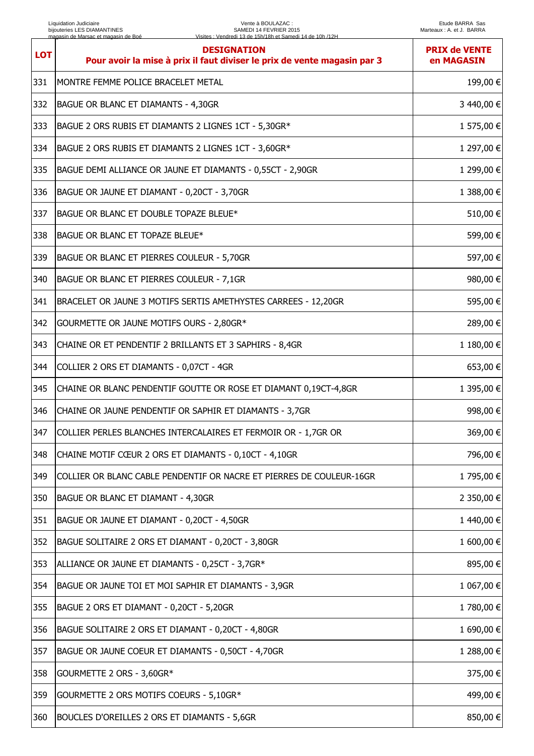| LOT | DESIGNATION<br>Pour avoir la mise à prix il faut diviser le prix de vente magasin par 3 | PRIX de VENTE en MAGASIN |
|---|---|---|
| 331 | MONTRE FEMME POLICE BRACELET METAL | 199,00 € |
| 332 | BAGUE OR BLANC ET DIAMANTS - 4,30GR | 3 440,00 € |
| 333 | BAGUE 2 ORS RUBIS ET DIAMANTS 2 LIGNES 1CT - 5,30GR* | 1 575,00 € |
| 334 | BAGUE 2 ORS RUBIS ET DIAMANTS 2 LIGNES 1CT - 3,60GR* | 1 297,00 € |
| 335 | BAGUE DEMI ALLIANCE OR JAUNE ET DIAMANTS - 0,55CT - 2,90GR | 1 299,00 € |
| 336 | BAGUE OR JAUNE ET DIAMANT - 0,20CT - 3,70GR | 1 388,00 € |
| 337 | BAGUE OR BLANC ET DOUBLE TOPAZE BLEUE* | 510,00 € |
| 338 | BAGUE OR BLANC ET TOPAZE BLEUE* | 599,00 € |
| 339 | BAGUE OR BLANC ET PIERRES COULEUR - 5,70GR | 597,00 € |
| 340 | BAGUE OR BLANC ET PIERRES COULEUR - 7,1GR | 980,00 € |
| 341 | BRACELET OR JAUNE 3 MOTIFS SERTIS AMETHYSTES CARREES - 12,20GR | 595,00 € |
| 342 | GOURMETTE OR JAUNE MOTIFS OURS - 2,80GR* | 289,00 € |
| 343 | CHAINE OR ET PENDENTIF 2 BRILLANTS ET 3 SAPHIRS - 8,4GR | 1 180,00 € |
| 344 | COLLIER 2 ORS ET DIAMANTS - 0,07CT - 4GR | 653,00 € |
| 345 | CHAINE OR BLANC PENDENTIF GOUTTE OR ROSE ET DIAMANT 0,19CT-4,8GR | 1 395,00 € |
| 346 | CHAINE OR JAUNE PENDENTIF OR SAPHIR ET DIAMANTS - 3,7GR | 998,00 € |
| 347 | COLLIER PERLES BLANCHES INTERCALAIRES ET FERMOIR OR - 1,7GR OR | 369,00 € |
| 348 | CHAINE MOTIF CŒUR 2 ORS ET DIAMANTS - 0,10CT - 4,10GR | 796,00 € |
| 349 | COLLIER OR BLANC CABLE PENDENTIF OR NACRE ET PIERRES DE COULEUR-16GR | 1 795,00 € |
| 350 | BAGUE OR BLANC ET DIAMANT - 4,30GR | 2 350,00 € |
| 351 | BAGUE OR JAUNE ET DIAMANT - 0,20CT - 4,50GR | 1 440,00 € |
| 352 | BAGUE SOLITAIRE 2 ORS ET DIAMANT - 0,20CT - 3,80GR | 1 600,00 € |
| 353 | ALLIANCE OR JAUNE ET DIAMANTS - 0,25CT - 3,7GR* | 895,00 € |
| 354 | BAGUE OR JAUNE TOI ET MOI SAPHIR ET DIAMANTS - 3,9GR | 1 067,00 € |
| 355 | BAGUE 2 ORS ET DIAMANT - 0,20CT - 5,20GR | 1 780,00 € |
| 356 | BAGUE SOLITAIRE 2 ORS ET DIAMANT - 0,20CT - 4,80GR | 1 690,00 € |
| 357 | BAGUE OR JAUNE COEUR ET DIAMANTS - 0,50CT - 4,70GR | 1 288,00 € |
| 358 | GOURMETTE 2 ORS - 3,60GR* | 375,00 € |
| 359 | GOURMETTE 2 ORS MOTIFS COEURS - 5,10GR* | 499,00 € |
| 360 | BOUCLES D'OREILLES 2 ORS ET DIAMANTS - 5,6GR | 850,00 € |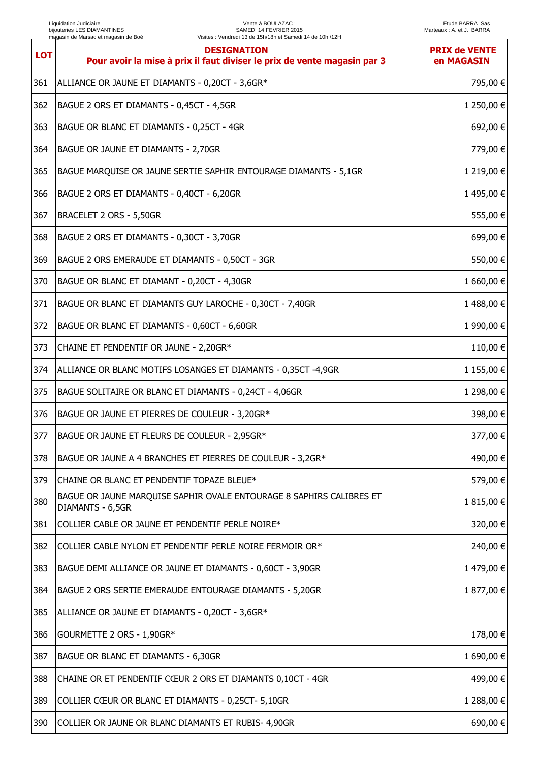| LOT | DESIGNATION<br>Pour avoir la mise à prix il faut diviser le prix de vente magasin par 3 | PRIX de VENTE en MAGASIN |
|---|---|---|
| 361 | ALLIANCE OR JAUNE ET DIAMANTS - 0,20CT - 3,6GR* | 795,00 € |
| 362 | BAGUE 2 ORS ET DIAMANTS - 0,45CT - 4,5GR | 1 250,00 € |
| 363 | BAGUE OR BLANC ET DIAMANTS - 0,25CT - 4GR | 692,00 € |
| 364 | BAGUE OR JAUNE ET DIAMANTS - 2,70GR | 779,00 € |
| 365 | BAGUE MARQUISE OR JAUNE SERTIE SAPHIR ENTOURAGE DIAMANTS - 5,1GR | 1 219,00 € |
| 366 | BAGUE 2 ORS ET DIAMANTS - 0,40CT - 6,20GR | 1 495,00 € |
| 367 | BRACELET 2 ORS - 5,50GR | 555,00 € |
| 368 | BAGUE 2 ORS ET DIAMANTS - 0,30CT - 3,70GR | 699,00 € |
| 369 | BAGUE 2 ORS EMERAUDE ET DIAMANTS - 0,50CT - 3GR | 550,00 € |
| 370 | BAGUE OR BLANC ET DIAMANT - 0,20CT - 4,30GR | 1 660,00 € |
| 371 | BAGUE OR BLANC ET DIAMANTS GUY LAROCHE - 0,30CT - 7,40GR | 1 488,00 € |
| 372 | BAGUE OR BLANC ET DIAMANTS - 0,60CT - 6,60GR | 1 990,00 € |
| 373 | CHAINE ET PENDENTIF OR JAUNE - 2,20GR* | 110,00 € |
| 374 | ALLIANCE OR BLANC MOTIFS LOSANGES ET DIAMANTS - 0,35CT -4,9GR | 1 155,00 € |
| 375 | BAGUE SOLITAIRE OR BLANC ET DIAMANTS - 0,24CT - 4,06GR | 1 298,00 € |
| 376 | BAGUE OR JAUNE ET PIERRES DE COULEUR - 3,20GR* | 398,00 € |
| 377 | BAGUE OR JAUNE ET FLEURS DE COULEUR - 2,95GR* | 377,00 € |
| 378 | BAGUE OR JAUNE A 4 BRANCHES ET PIERRES DE COULEUR - 3,2GR* | 490,00 € |
| 379 | CHAINE OR BLANC ET PENDENTIF TOPAZE BLEUE* | 579,00 € |
| 380 | BAGUE OR JAUNE MARQUISE SAPHIR OVALE ENTOURAGE 8 SAPHIRS CALIBRES ET DIAMANTS - 6,5GR | 1 815,00 € |
| 381 | COLLIER CABLE OR JAUNE ET PENDENTIF PERLE NOIRE* | 320,00 € |
| 382 | COLLIER CABLE NYLON ET PENDENTIF PERLE NOIRE FERMOIR OR* | 240,00 € |
| 383 | BAGUE DEMI ALLIANCE OR JAUNE ET DIAMANTS - 0,60CT - 3,90GR | 1 479,00 € |
| 384 | BAGUE 2 ORS SERTIE EMERAUDE ENTOURAGE DIAMANTS - 5,20GR | 1 877,00 € |
| 385 | ALLIANCE OR JAUNE ET DIAMANTS - 0,20CT - 3,6GR* | |
| 386 | GOURMETTE 2 ORS - 1,90GR* | 178,00 € |
| 387 | BAGUE OR BLANC ET DIAMANTS - 6,30GR | 1 690,00 € |
| 388 | CHAINE OR ET PENDENTIF CŒUR 2 ORS ET DIAMANTS 0,10CT - 4GR | 499,00 € |
| 389 | COLLIER CŒUR OR BLANC ET DIAMANTS - 0,25CT- 5,10GR | 1 288,00 € |
| 390 | COLLIER OR JAUNE OR BLANC DIAMANTS ET RUBIS- 4,90GR | 690,00 € |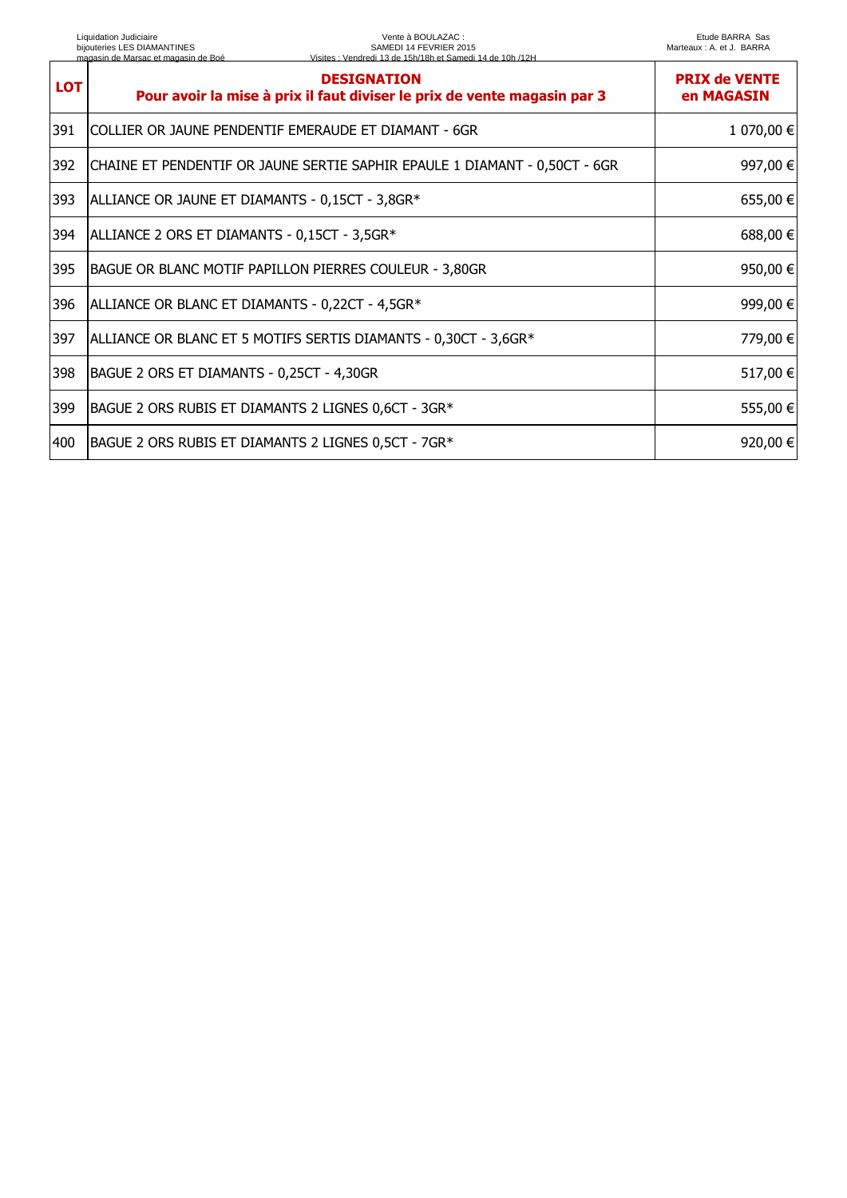| LOT | DESIGNATION<br>Pour avoir la mise à prix il faut diviser le prix de vente magasin par 3 | PRIX de VENTE en MAGASIN |
|---|---|---|
| 391 | COLLIER OR JAUNE PENDENTIF EMERAUDE ET DIAMANT - 6GR | 1 070,00 € |
| 392 | CHAINE ET PENDENTIF OR JAUNE SERTIE SAPHIR EPAULE 1 DIAMANT - 0,50CT - 6GR | 997,00 € |
| 393 | ALLIANCE OR JAUNE ET DIAMANTS - 0,15CT - 3,8GR* | 655,00 € |
| 394 | ALLIANCE 2 ORS ET DIAMANTS - 0,15CT - 3,5GR* | 688,00 € |
| 395 | BAGUE OR BLANC MOTIF PAPILLON PIERRES COULEUR - 3,80GR | 950,00 € |
| 396 | ALLIANCE OR BLANC ET DIAMANTS - 0,22CT - 4,5GR* | 999,00 € |
| 397 | ALLIANCE OR BLANC ET 5 MOTIFS SERTIS DIAMANTS - 0,30CT - 3,6GR* | 779,00 € |
| 398 | BAGUE 2 ORS ET DIAMANTS - 0,25CT - 4,30GR | 517,00 € |
| 399 | BAGUE 2 ORS RUBIS ET DIAMANTS 2 LIGNES 0,6CT - 3GR* | 555,00 € |
| 400 | BAGUE 2 ORS RUBIS ET DIAMANTS 2 LIGNES 0,5CT - 7GR* | 920,00 € |